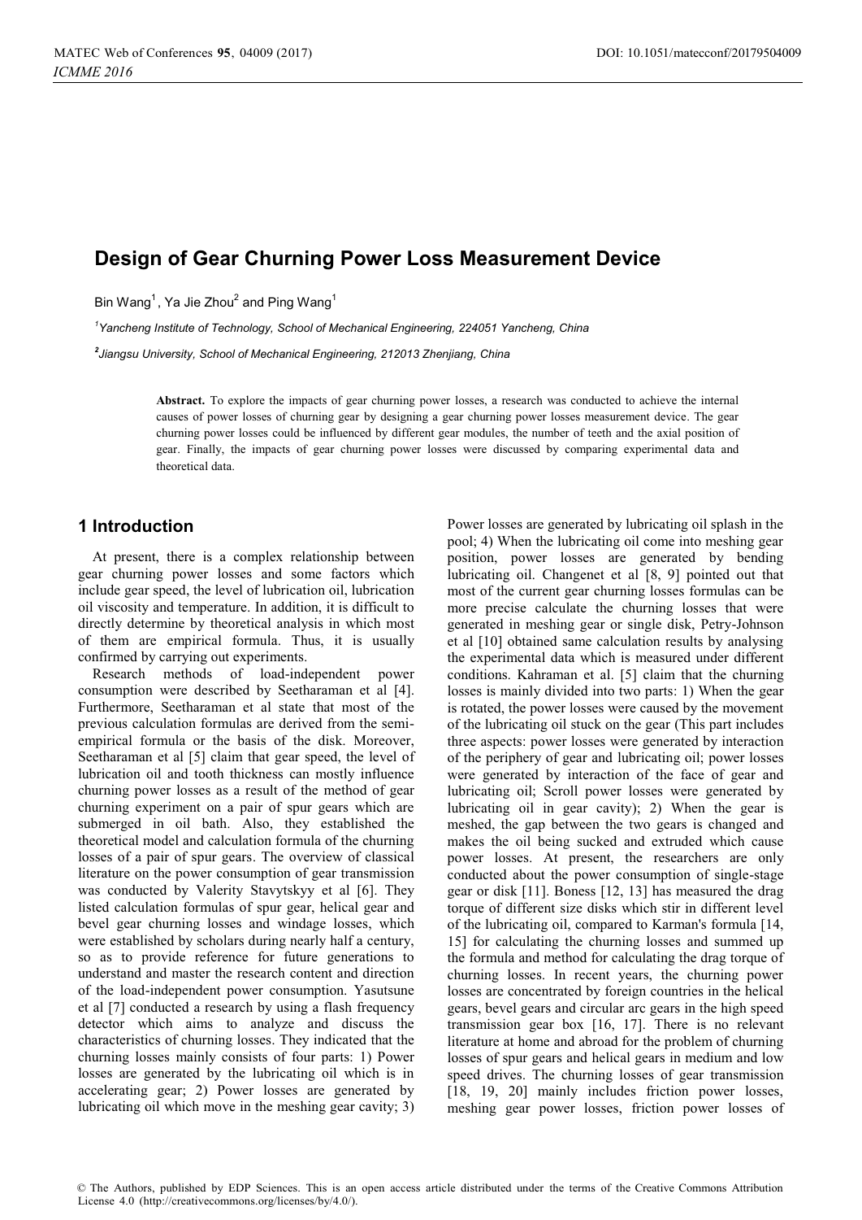# Design of Gear Churning Power Loss Measurement Device

Bin Wang[1], Ya Jie Zhou[2] and Ping Wang[1]

[1]*Yancheng Institute of Technology, School of Mechanical Engineering, 224051 Yancheng, China*

[2]*Jiangsu University, School of Mechanical Engineering, 212013 Zhenjiang, China*

**Abstract.** To explore the impacts of gear churning power losses, a research was conducted to achieve the internal causes of power losses of churning gear by designing a gear churning power losses measurement device. The gear churning power losses could be influenced by different gear modules, the number of teeth and the axial position of gear. Finally, the impacts of gear churning power losses were discussed by comparing experimental data and theoretical data.

## 1 Introduction

At present, there is a complex relationship between gear churning power losses and some factors which include gear speed, the level of lubrication oil, lubrication oil viscosity and temperature. In addition, it is difficult to directly determine by theoretical analysis in which most of them are empirical formula. Thus, it is usually confirmed by carrying out experiments.

Research methods of load-independent power consumption were described by Seetharaman et al [4]. Furthermore, Seetharaman et al state that most of the previous calculation formulas are derived from the semi-empirical formula or the basis of the disk. Moreover, Seetharaman et al [5] claim that gear speed, the level of lubrication oil and tooth thickness can mostly influence churning power losses as a result of the method of gear churning experiment on a pair of spur gears which are submerged in oil bath. Also, they established the theoretical model and calculation formula of the churning losses of a pair of spur gears. The overview of classical literature on the power consumption of gear transmission was conducted by Valerity Stavytskyy et al [6]. They listed calculation formulas of spur gear, helical gear and bevel gear churning losses and windage losses, which were established by scholars during nearly half a century, so as to provide reference for future generations to understand and master the research content and direction of the load-independent power consumption. Yasutsune et al [7] conducted a research by using a flash frequency detector which aims to analyze and discuss the characteristics of churning losses. They indicated that the churning losses mainly consists of four parts: 1) Power losses are generated by the lubricating oil which is in accelerating gear; 2) Power losses are generated by lubricating oil which move in the meshing gear cavity; 3) Power losses are generated by lubricating oil splash in the pool; 4) When the lubricating oil come into meshing gear position, power losses are generated by bending lubricating oil. Changenet et al [8, 9] pointed out that most of the current gear churning losses formulas can be more precise calculate the churning losses that were generated in meshing gear or single disk, Petry-Johnson et al [10] obtained same calculation results by analysing the experimental data which is measured under different conditions. Kahraman et al. [5] claim that the churning losses is mainly divided into two parts: 1) When the gear is rotated, the power losses were caused by the movement of the lubricating oil stuck on the gear (This part includes three aspects: power losses were generated by interaction of the periphery of gear and lubricating oil; power losses were generated by interaction of the face of gear and lubricating oil; Scroll power losses were generated by lubricating oil in gear cavity); 2) When the gear is meshed, the gap between the two gears is changed and makes the oil being sucked and extruded which cause power losses. At present, the researchers are only conducted about the power consumption of single-stage gear or disk [11]. Boness [12, 13] has measured the drag torque of different size disks which stir in different level of the lubricating oil, compared to Karman's formula [14, 15] for calculating the churning losses and summed up the formula and method for calculating the drag torque of churning losses. In recent years, the churning power losses are concentrated by foreign countries in the helical gears, bevel gears and circular arc gears in the high speed transmission gear box [16, 17]. There is no relevant literature at home and abroad for the problem of churning losses of spur gears and helical gears in medium and low speed drives. The churning losses of gear transmission [18, 19, 20] mainly includes friction power losses, meshing gear power losses, friction power losses of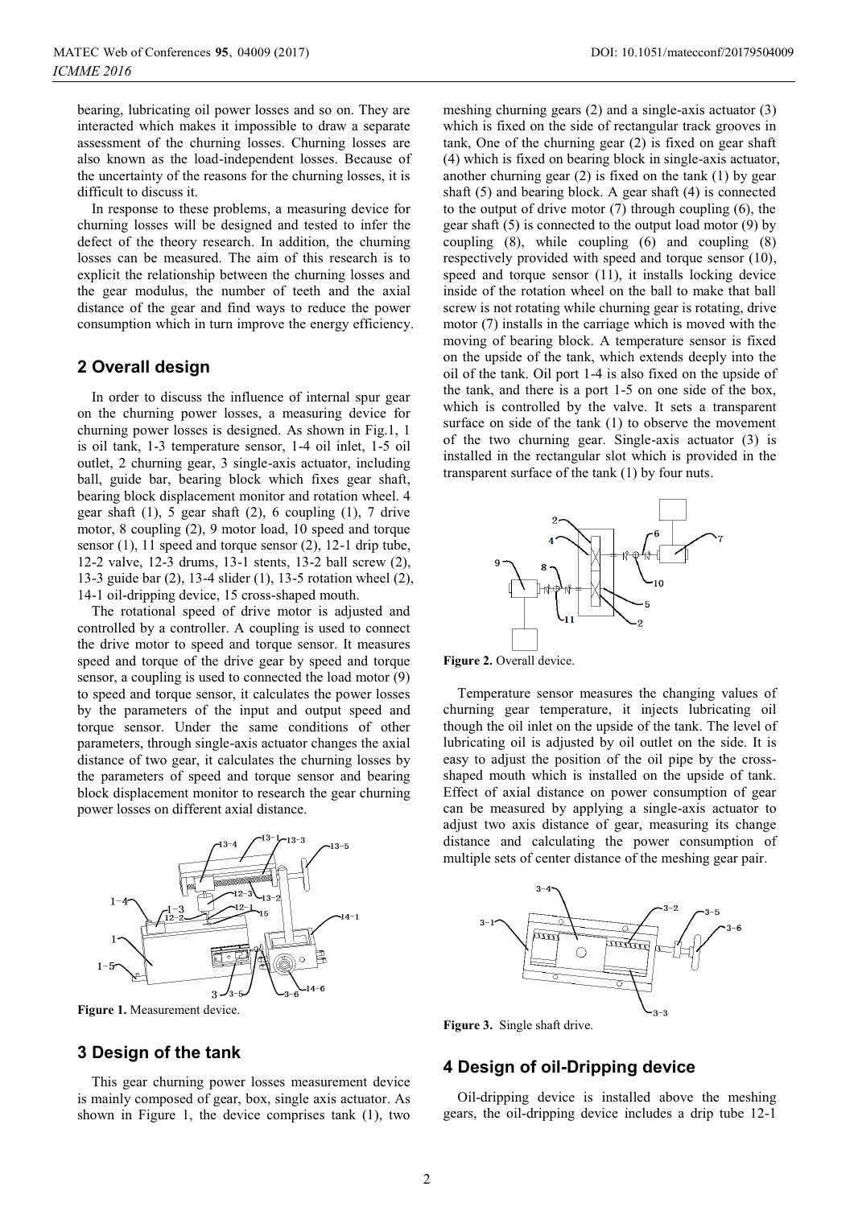bearing, lubricating oil power losses and so on. They are interacted which makes it impossible to draw a separate assessment of the churning losses. Churning losses are also known as the load-independent losses. Because of the uncertainty of the reasons for the churning losses, it is difficult to discuss it.

In response to these problems, a measuring device for churning losses will be designed and tested to infer the defect of the theory research. In addition, the churning losses can be measured. The aim of this research is to explicit the relationship between the churning losses and the gear modulus, the number of teeth and the axial distance of the gear and find ways to reduce the power consumption which in turn improve the energy efficiency.

## 2 Overall design

In order to discuss the influence of internal spur gear on the churning power losses, a measuring device for churning power losses is designed. As shown in Fig.1, 1 is oil tank, 1-3 temperature sensor, 1-4 oil inlet, 1-5 oil outlet, 2 churning gear, 3 single-axis actuator, including ball, guide bar, bearing block which fixes gear shaft, bearing block displacement monitor and rotation wheel. 4 gear shaft (1), 5 gear shaft (2), 6 coupling (1), 7 drive motor, 8 coupling (2), 9 motor load, 10 speed and torque sensor (1), 11 speed and torque sensor (2), 12-1 drip tube, 12-2 valve, 12-3 drums, 13-1 stents, 13-2 ball screw (2), 13-3 guide bar (2), 13-4 slider (1), 13-5 rotation wheel (2), 14-1 oil-dripping device, 15 cross-shaped mouth.

The rotational speed of drive motor is adjusted and controlled by a controller. A coupling is used to connect the drive motor to speed and torque sensor. It measures speed and torque of the drive gear by speed and torque sensor, a coupling is used to connected the load motor (9) to speed and torque sensor, it calculates the power losses by the parameters of the input and output speed and torque sensor. Under the same conditions of other parameters, through single-axis actuator changes the axial distance of two gear, it calculates the churning losses by the parameters of speed and torque sensor and bearing block displacement monitor to research the gear churning power losses on different axial distance.

Figure 1. Measurement device.

## 3 Design of the tank

This gear churning power losses measurement device is mainly composed of gear, box, single axis actuator. As shown in Figure 1, the device comprises tank (1), two meshing churning gears (2) and a single-axis actuator (3) which is fixed on the side of rectangular track grooves in tank, One of the churning gear (2) is fixed on gear shaft (4) which is fixed on bearing block in single-axis actuator, another churning gear (2) is fixed on the tank (1) by gear shaft (5) and bearing block. A gear shaft (4) is connected to the output of drive motor (7) through coupling (6), the gear shaft (5) is connected to the output load motor (9) by coupling (8), while coupling (6) and coupling (8) respectively provided with speed and torque sensor (10), speed and torque sensor (11), it installs locking device inside of the rotation wheel on the ball to make that ball screw is not rotating while churning gear is rotating, drive motor (7) installs in the carriage which is moved with the moving of bearing block. A temperature sensor is fixed on the upside of the tank, which extends deeply into the oil of the tank. Oil port 1-4 is also fixed on the upside of the tank, and there is a port 1-5 on one side of the box, which is controlled by the valve. It sets a transparent surface on side of the tank (1) to observe the movement of the two churning gear. Single-axis actuator (3) is installed in the rectangular slot which is provided in the transparent surface of the tank (1) by four nuts.

Figure 2. Overall device.

Temperature sensor measures the changing values of churning gear temperature, it injects lubricating oil though the oil inlet on the upside of the tank. The level of lubricating oil is adjusted by oil outlet on the side. It is easy to adjust the position of the oil pipe by the cross-shaped mouth which is installed on the upside of tank. Effect of axial distance on power consumption of gear can be measured by applying a single-axis actuator to adjust two axis distance of gear, measuring its change distance and calculating the power consumption of multiple sets of center distance of the meshing gear pair.

Figure 3. Single shaft drive.

## 4 Design of oil-Dripping device

Oil-dripping device is installed above the meshing gears, the oil-dripping device includes a drip tube 12-1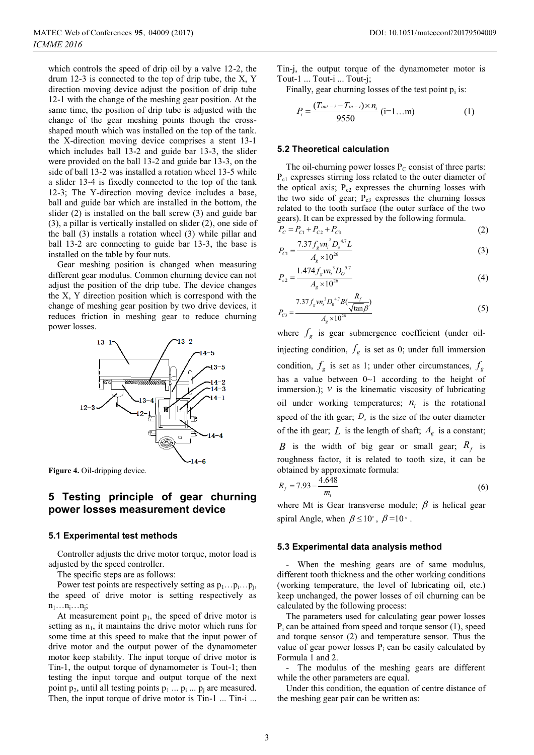which controls the speed of drip oil by a valve 12-2, the drum 12-3 is connected to the top of drip tube, the X, Y direction moving device adjust the position of drip tube 12-1 with the change of the meshing gear position. At the same time, the position of drip tube is adjusted with the change of the gear meshing points though the cross-shaped mouth which was installed on the top of the tank. the X-direction moving device comprises a stent 13-1 which includes ball 13-2 and guide bar 13-3, the slider were provided on the ball 13-2 and guide bar 13-3, on the side of ball 13-2 was installed a rotation wheel 13-5 while a slider 13-4 is fixedly connected to the top of the tank 12-3; The Y-direction moving device includes a base, ball and guide bar which are installed in the bottom, the slider (2) is installed on the ball screw (3) and guide bar (3), a pillar is vertically installed on slider (2), one side of the ball (3) installs a rotation wheel (3) while pillar and ball 13-2 are connecting to guide bar 13-3, the base is installed on the table by four nuts.

Gear meshing position is changed when measuring different gear modulus. Common churning device can not adjust the position of the drip tube. The device changes the X, Y direction position which is correspond with the change of meshing gear position by two drive devices, it reduces friction in meshing gear to reduce churning power losses.

**Figure 4.** Oil-dripping device.

## 5 Testing principle of gear churning power losses measurement device

### 5.1 Experimental test methods

Controller adjusts the drive motor torque, motor load is adjusted by the speed controller.

The specific steps are as follows:

Power test points are respectively setting as $p_1 \ldots p_i \ldots p_j$, the speed of drive motor is setting respectively as $n_1 \ldots n_i \ldots n_j$;

At measurement point $p_1$, the speed of drive motor is setting as $n_1$, it maintains the drive motor which runs for some time at this speed to make that the input power of drive motor and the output power of the dynamometer motor keep stability. The input torque of drive motor is Tin-1, the output torque of dynamometer is Tout-1; then testing the input torque and output torque of the next point $p_2$, until all testing points $p_1 \ldots p_i \ldots p_j$ are measured. Then, the input torque of drive motor is Tin-1 ... Tin-i ... Tin-j, the output torque of the dynamometer motor is Tout-1 ... Tout-i ... Tout-j;

Finally, gear churning losses of the test point $p_i$ is:

$$P_i = \frac{(T_{out-i} - T_{in-i}) \times n_i}{9550} \text{ (i=1…m)} \tag{1}$$

### 5.2 Theoretical calculation

The oil-churning power losses $P_C$ consist of three parts: $P_{c1}$ expresses stirring loss related to the outer diameter of the optical axis; $P_{c2}$ expresses the churning losses with the two side of gear; $P_{c3}$ expresses the churning losses related to the tooth surface (the outer surface of the two gears). It can be expressed by the following formula.

$$P_C = P_{C1} + P_{C2} + P_{C3} \tag{2}$$

$$P_{C1} = \frac{7.37 f_g v n_i^3 D_o^{4.7} L}{A_g \times 10^{26}} \tag{3}$$

$$P_{c2} = \frac{1.474 f_g v n_i^3 D_O^{5.7}}{A_g \times 10^{26}} \tag{4}$$

$$P_{C3} = \frac{7.37 f_g v n_i^3 D_0^{4.7} B(\frac{R_f}{\sqrt{\tan\beta}})}{A_g \times 10^{26}} \tag{5}$$

where $f_g$ is gear submergence coefficient (under oil-injecting condition, $f_g$ is set as 0; under full immersion condition, $f_g$ is set as 1; under other circumstances, $f_g$ has a value between 0~1 according to the height of immersion.); $v$ is the kinematic viscosity of lubricating oil under working temperatures; $n_i$ is the rotational speed of the ith gear; $D_o$ is the size of the outer diameter of the ith gear; $L$ is the length of shaft; $A_g$ is a constant; $B$ is the width of big gear or small gear; $R_f$ is roughness factor, it is related to tooth size, it can be obtained by approximate formula:

$$R_f = 7.93 - \frac{4.648}{m_t} \tag{6}$$

where Mt is Gear transverse module; $\beta$ is helical gear spiral Angle, when $\beta \leq 10^\circ$, $\beta = 10^\circ$.

### 5.3 Experimental data analysis method

- When the meshing gears are of same modulus, different tooth thickness and the other working conditions (working temperature, the level of lubricating oil, etc.) keep unchanged, the power losses of oil churning can be calculated by the following process:

The parameters used for calculating gear power losses $P_i$ can be attained from speed and torque sensor (1), speed and torque sensor (2) and temperature sensor. Thus the value of gear power losses $P_i$ can be easily calculated by Formula 1 and 2.

- The modulus of the meshing gears are different while the other parameters are equal.

Under this condition, the equation of centre distance of the meshing gear pair can be written as: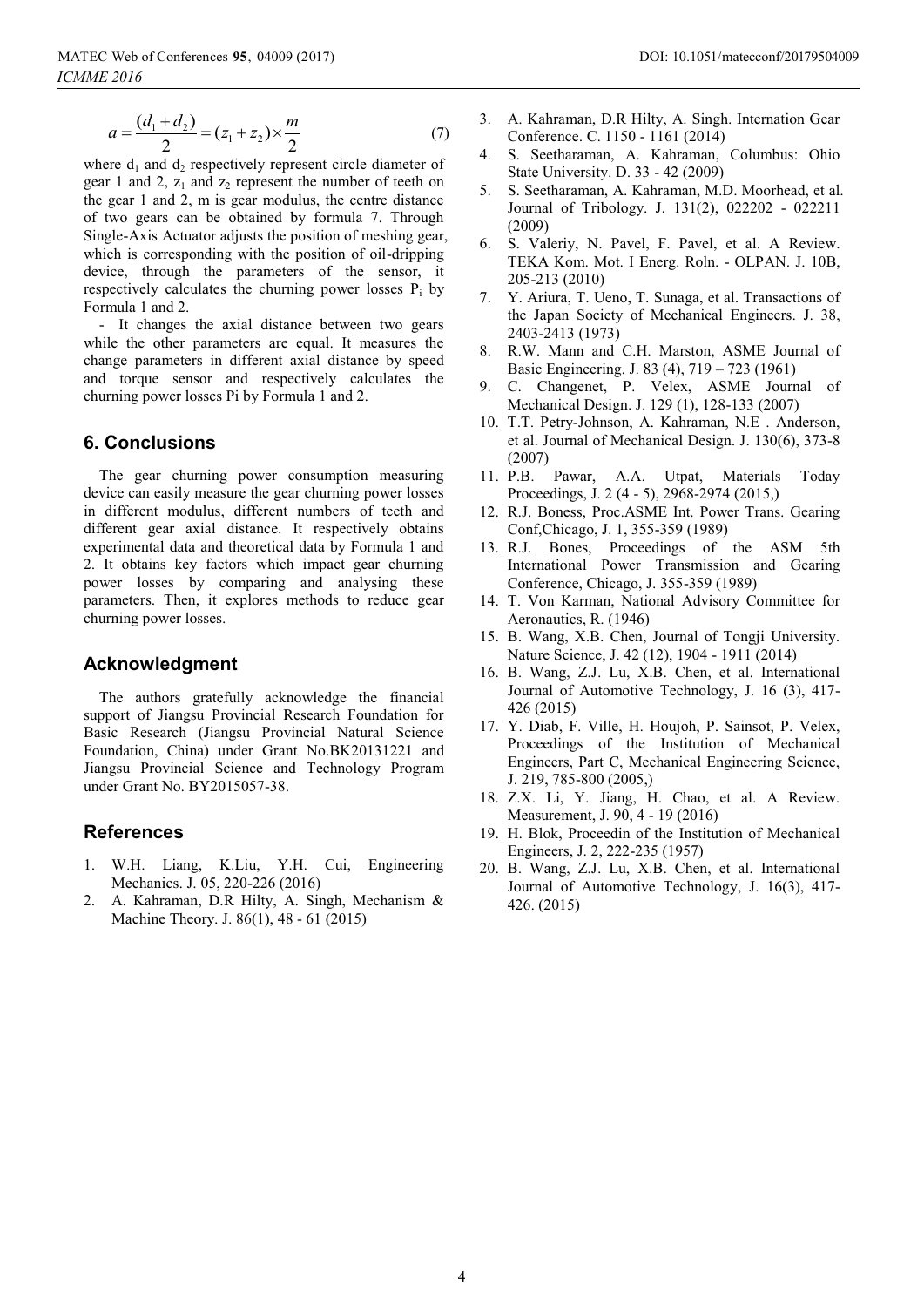$$a = \frac{(d_1 + d_2)}{2} = (z_1 + z_2) \times \frac{m}{2} \tag{7}$$

where $d_1$ and $d_2$ respectively represent circle diameter of gear 1 and 2, $z_1$ and $z_2$ represent the number of teeth on the gear 1 and 2, m is gear modulus, the centre distance of two gears can be obtained by formula 7. Through Single-Axis Actuator adjusts the position of meshing gear, which is corresponding with the position of oil-dripping device, through the parameters of the sensor, it respectively calculates the churning power losses $P_i$ by Formula 1 and 2.

- It changes the axial distance between two gears while the other parameters are equal. It measures the change parameters in different axial distance by speed and torque sensor and respectively calculates the churning power losses Pi by Formula 1 and 2.

## 6. Conclusions

The gear churning power consumption measuring device can easily measure the gear churning power losses in different modulus, different numbers of teeth and different gear axial distance. It respectively obtains experimental data and theoretical data by Formula 1 and 2. It obtains key factors which impact gear churning power losses by comparing and analysing these parameters. Then, it explores methods to reduce gear churning power losses.

## Acknowledgment

The authors gratefully acknowledge the financial support of Jiangsu Provincial Research Foundation for Basic Research (Jiangsu Provincial Natural Science Foundation, China) under Grant No.BK20131221 and Jiangsu Provincial Science and Technology Program under Grant No. BY2015057-38.

## References

1. W.H. Liang, K.Liu, Y.H. Cui, Engineering Mechanics. J. 05, 220-226 (2016)
2. A. Kahraman, D.R Hilty, A. Singh, Mechanism & Machine Theory. J. 86(1), 48 - 61 (2015)
3. A. Kahraman, D.R Hilty, A. Singh. Internation Gear Conference. C. 1150 - 1161 (2014)
4. S. Seetharaman, A. Kahraman, Columbus: Ohio State University. D. 33 - 42 (2009)
5. S. Seetharaman, A. Kahraman, M.D. Moorhead, et al. Journal of Tribology. J. 131(2), 022202 - 022211 (2009)
6. S. Valeriy, N. Pavel, F. Pavel, et al. A Review. TEKA Kom. Mot. I Energ. Roln. - OLPAN. J. 10B, 205-213 (2010)
7. Y. Ariura, T. Ueno, T. Sunaga, et al. Transactions of the Japan Society of Mechanical Engineers. J. 38, 2403-2413 (1973)
8. R.W. Mann and C.H. Marston, ASME Journal of Basic Engineering. J. 83 (4), 719 – 723 (1961)
9. C. Changenet, P. Velex, ASME Journal of Mechanical Design. J. 129 (1), 128-133 (2007)
10. T.T. Petry-Johnson, A. Kahraman, N.E . Anderson, et al. Journal of Mechanical Design. J. 130(6), 373-8 (2007)
11. P.B. Pawar, A.A. Utpat, Materials Today Proceedings, J. 2 (4 - 5), 2968-2974 (2015,)
12. R.J. Boness, Proc.ASME Int. Power Trans. Gearing Conf,Chicago, J. 1, 355-359 (1989)
13. R.J. Bones, Proceedings of the ASM 5th International Power Transmission and Gearing Conference, Chicago, J. 355-359 (1989)
14. T. Von Karman, National Advisory Committee for Aeronautics, R. (1946)
15. B. Wang, X.B. Chen, Journal of Tongji University. Nature Science, J. 42 (12), 1904 - 1911 (2014)
16. B. Wang, Z.J. Lu, X.B. Chen, et al. International Journal of Automotive Technology, J. 16 (3), 417-426 (2015)
17. Y. Diab, F. Ville, H. Houjoh, P. Sainsot, P. Velex, Proceedings of the Institution of Mechanical Engineers, Part C, Mechanical Engineering Science, J. 219, 785-800 (2005,)
18. Z.X. Li, Y. Jiang, H. Chao, et al. A Review. Measurement, J. 90, 4 - 19 (2016)
19. H. Blok, Proceedin of the Institution of Mechanical Engineers, J. 2, 222-235 (1957)
20. B. Wang, Z.J. Lu, X.B. Chen, et al. International Journal of Automotive Technology, J. 16(3), 417-426. (2015)